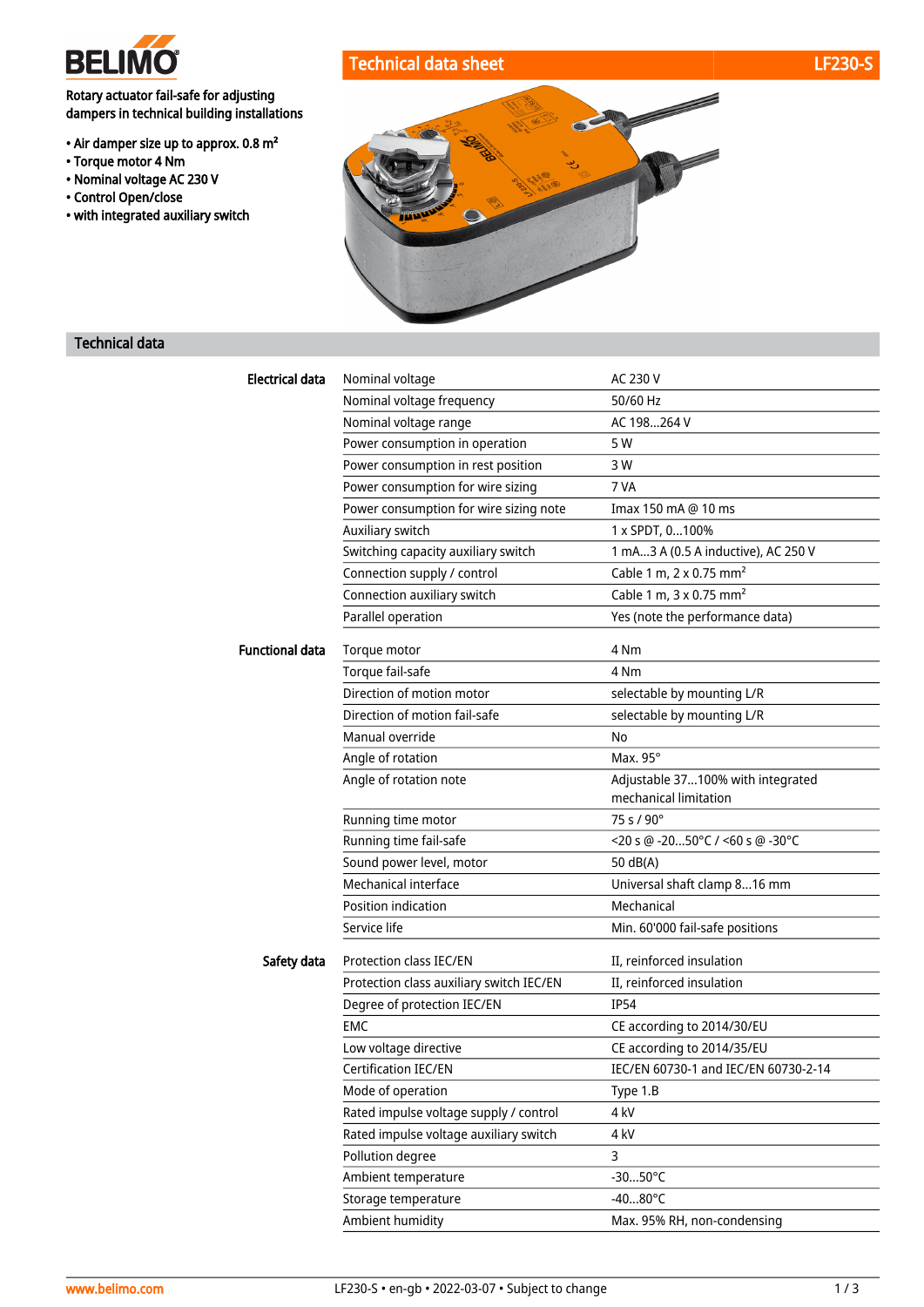BELIMO

# Technical data sheet LF230-S

Rotary actuator fail-safe for adjusting dampers in technical building installations

- Air damper size up to approx. 0.8 m²
- Torque motor 4 Nm
- Nominal voltage AC 230 V
- Control Open/close
- with integrated auxiliary switch

## Technical data

| | | |
|---|---|---|
| **Electrical data** | Nominal voltage | AC 230 V |
| | Nominal voltage frequency | 50/60 Hz |
| | Nominal voltage range | AC 198...264 V |
| | Power consumption in operation | 5 W |
| | Power consumption in rest position | 3 W |
| | Power consumption for wire sizing | 7 VA |
| | Power consumption for wire sizing note | Imax 150 mA @ 10 ms |
| | Auxiliary switch | 1 x SPDT, 0...100% |
| | Switching capacity auxiliary switch | 1 mA...3 A (0.5 A inductive), AC 250 V |
| | Connection supply / control | Cable 1 m, 2 x 0.75 mm² |
| | Connection auxiliary switch | Cable 1 m, 3 x 0.75 mm² |
| | Parallel operation | Yes (note the performance data) |
| **Functional data** | Torque motor | 4 Nm |
| | Torque fail-safe | 4 Nm |
| | Direction of motion motor | selectable by mounting L/R |
| | Direction of motion fail-safe | selectable by mounting L/R |
| | Manual override | No |
| | Angle of rotation | Max. 95° |
| | Angle of rotation note | Adjustable 37...100% with integrated mechanical limitation |
| | Running time motor | 75 s / 90° |
| | Running time fail-safe | <20 s @ -20...50°C / <60 s @ -30°C |
| | Sound power level, motor | 50 dB(A) |
| | Mechanical interface | Universal shaft clamp 8...16 mm |
| | Position indication | Mechanical |
| | Service life | Min. 60'000 fail-safe positions |
| **Safety data** | Protection class IEC/EN | II, reinforced insulation |
| | Protection class auxiliary switch IEC/EN | II, reinforced insulation |
| | Degree of protection IEC/EN | IP54 |
| | EMC | CE according to 2014/30/EU |
| | Low voltage directive | CE according to 2014/35/EU |
| | Certification IEC/EN | IEC/EN 60730-1 and IEC/EN 60730-2-14 |
| | Mode of operation | Type 1.B |
| | Rated impulse voltage supply / control | 4 kV |
| | Rated impulse voltage auxiliary switch | 4 kV |
| | Pollution degree | 3 |
| | Ambient temperature | -30...50°C |
| | Storage temperature | -40...80°C |
| | Ambient humidity | Max. 95% RH, non-condensing |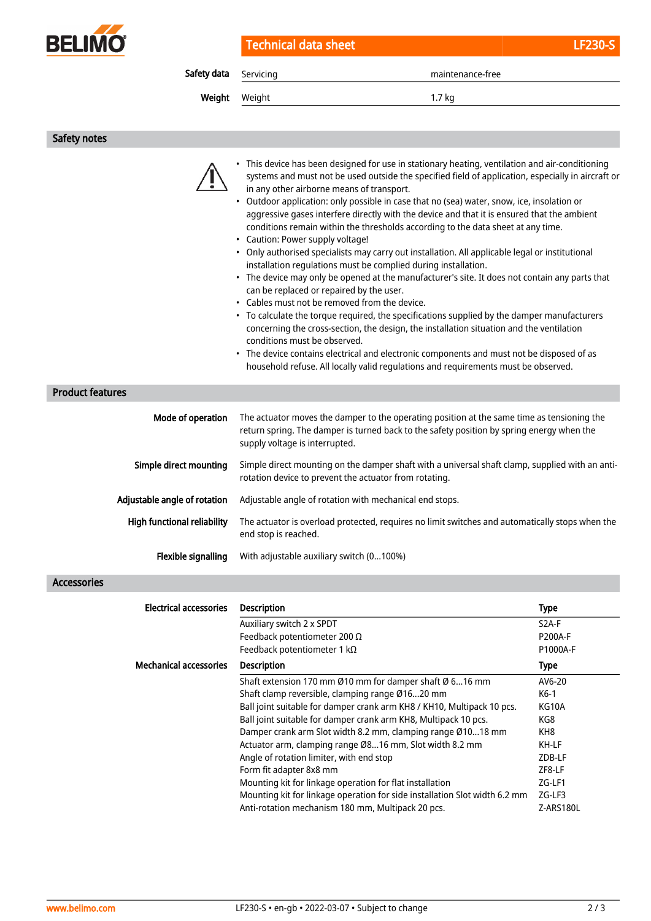| | | |
|---|---|---|
| **Safety data** | Servicing | maintenance-free |
| **Weight** | Weight | 1.7 kg |

## Safety notes

- This device has been designed for use in stationary heating, ventilation and air-conditioning systems and must not be used outside the specified field of application, especially in aircraft or in any other airborne means of transport.
- Outdoor application: only possible in case that no (sea) water, snow, ice, insolation or aggressive gases interfere directly with the device and that it is ensured that the ambient conditions remain within the thresholds according to the data sheet at any time.
- Caution: Power supply voltage!
- Only authorised specialists may carry out installation. All applicable legal or institutional installation regulations must be complied during installation.
- The device may only be opened at the manufacturer's site. It does not contain any parts that can be replaced or repaired by the user.
- Cables must not be removed from the device.
- To calculate the torque required, the specifications supplied by the damper manufacturers concerning the cross-section, the design, the installation situation and the ventilation conditions must be observed.
- The device contains electrical and electronic components and must not be disposed of as household refuse. All locally valid regulations and requirements must be observed.

## Product features

**Mode of operation**
The actuator moves the damper to the operating position at the same time as tensioning the return spring. The damper is turned back to the safety position by spring energy when the supply voltage is interrupted.

**Simple direct mounting**
Simple direct mounting on the damper shaft with a universal shaft clamp, supplied with an anti-rotation device to prevent the actuator from rotating.

**Adjustable angle of rotation**
Adjustable angle of rotation with mechanical end stops.

**High functional reliability**
The actuator is overload protected, requires no limit switches and automatically stops when the end stop is reached.

**Flexible signalling**
With adjustable auxiliary switch (0...100%)

## Accessories

**Electrical accessories**

| Description | Type |
|---|---|
| Auxiliary switch 2 x SPDT | S2A-F |
| Feedback potentiometer 200 Ω | P200A-F |
| Feedback potentiometer 1 kΩ | P1000A-F |

**Mechanical accessories**

| Description | Type |
|---|---|
| Shaft extension 170 mm Ø10 mm for damper shaft Ø 6...16 mm | AV6-20 |
| Shaft clamp reversible, clamping range Ø16...20 mm | K6-1 |
| Ball joint suitable for damper crank arm KH8 / KH10, Multipack 10 pcs. | KG10A |
| Ball joint suitable for damper crank arm KH8, Multipack 10 pcs. | KG8 |
| Damper crank arm Slot width 8.2 mm, clamping range Ø10...18 mm | KH8 |
| Actuator arm, clamping range Ø8...16 mm, Slot width 8.2 mm | KH-LF |
| Angle of rotation limiter, with end stop | ZDB-LF |
| Form fit adapter 8x8 mm | ZF8-LF |
| Mounting kit for linkage operation for flat installation | ZG-LF1 |
| Mounting kit for linkage operation for side installation Slot width 6.2 mm | ZG-LF3 |
| Anti-rotation mechanism 180 mm, Multipack 20 pcs. | Z-ARS180L |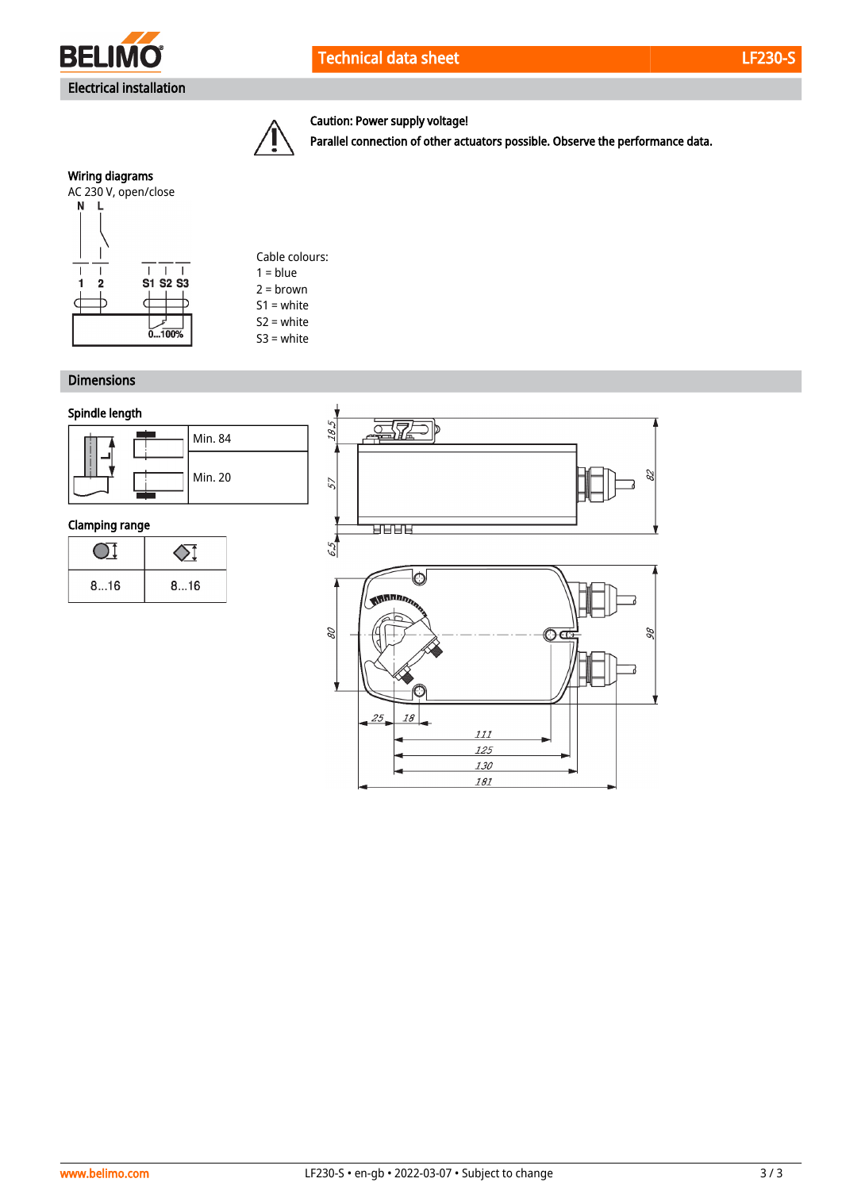## Electrical installation

**Caution: Power supply voltage!**

**Parallel connection of other actuators possible. Observe the performance data.**

### Wiring diagrams

AC 230 V, open/close

N L

1 2 S1 S2 S3

0...100%

Cable colours:
1 = blue
2 = brown
S1 = white
S2 = white
S3 = white

## Dimensions

### Spindle length

| | |
|---|---|
| | Min. 84 |
| | Min. 20 |

### Clamping range

| | |
|---|---|
| 8...16 | 8...16 |

18.5
57
6.5
82
80
98
25
18
111
125
130
181